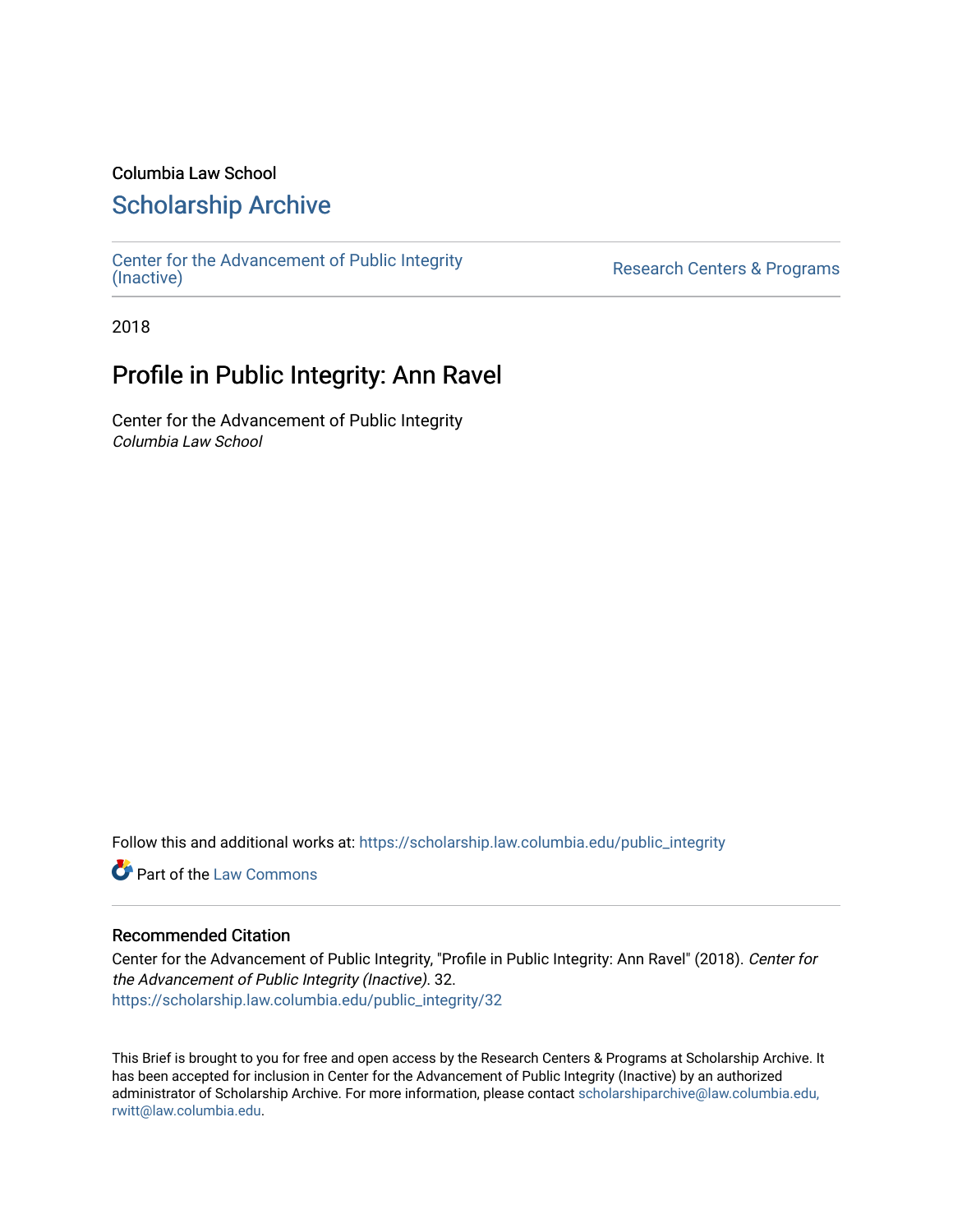Columbia Law School

## Scholarship Archive

Center for the Advancement of Public Integrity (Inactive)

Research Centers & Programs

2018

# Profile in Public Integrity: Ann Ravel

Center for the Advancement of Public Integrity
*Columbia Law School*

Follow this and additional works at: https://scholarship.law.columbia.edu/public_integrity

Part of the Law Commons

### Recommended Citation

Center for the Advancement of Public Integrity, "Profile in Public Integrity: Ann Ravel" (2018). *Center for the Advancement of Public Integrity (Inactive)*. 32.
https://scholarship.law.columbia.edu/public_integrity/32

This Brief is brought to you for free and open access by the Research Centers & Programs at Scholarship Archive. It has been accepted for inclusion in Center for the Advancement of Public Integrity (Inactive) by an authorized administrator of Scholarship Archive. For more information, please contact scholarshiparchive@law.columbia.edu, rwitt@law.columbia.edu.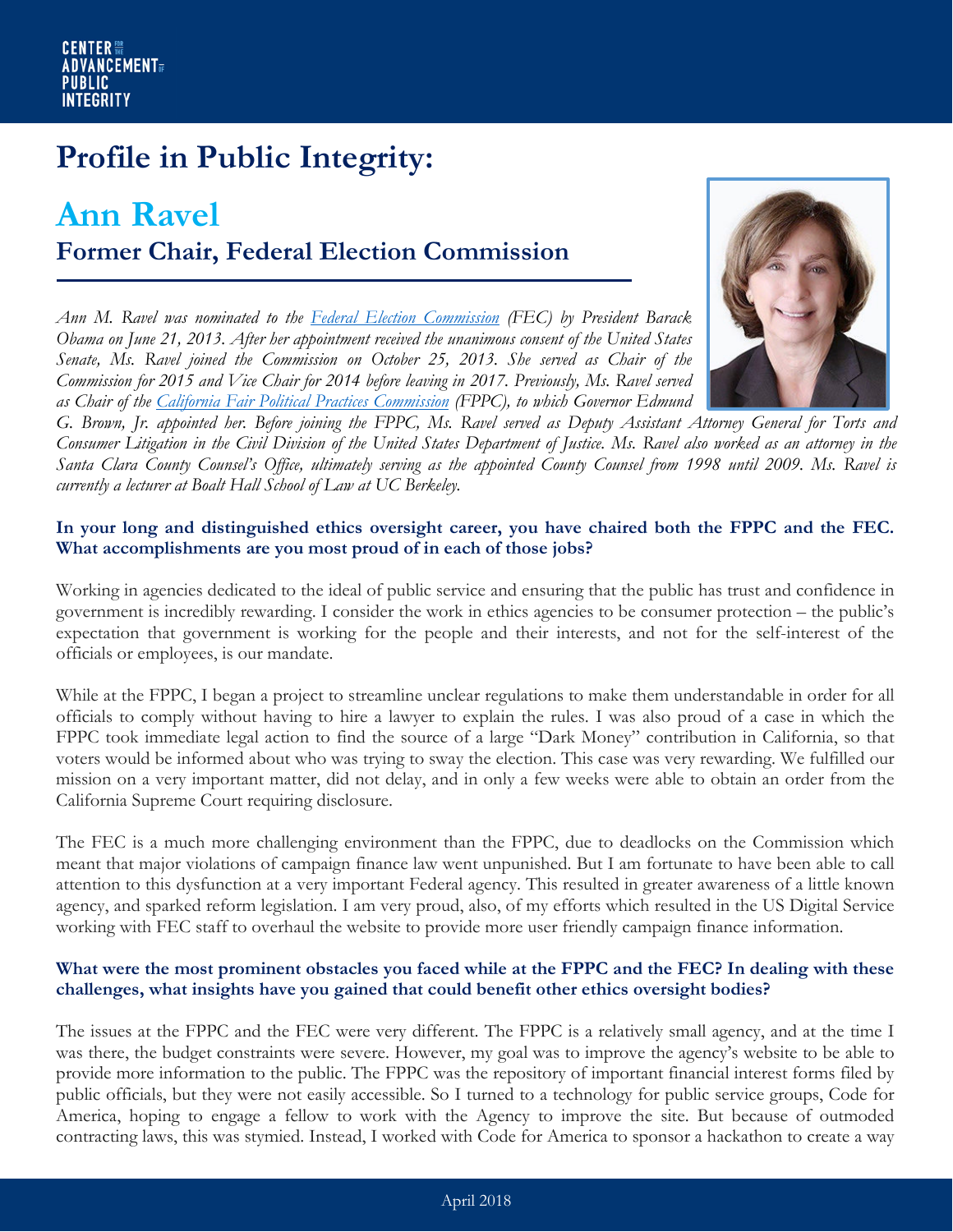# Profile in Public Integrity:

## Ann Ravel

### Former Chair, Federal Election Commission

*Ann M. Ravel was nominated to the [Federal Election Commission](#) (FEC) by President Barack Obama on June 21, 2013. After her appointment received the unanimous consent of the United States Senate, Ms. Ravel joined the Commission on October 25, 2013. She served as Chair of the Commission for 2015 and Vice Chair for 2014 before leaving in 2017. Previously, Ms. Ravel served as Chair of the [California Fair Political Practices Commission](#) (FPPC), to which Governor Edmund G. Brown, Jr. appointed her. Before joining the FPPC, Ms. Ravel served as Deputy Assistant Attorney General for Torts and Consumer Litigation in the Civil Division of the United States Department of Justice. Ms. Ravel also worked as an attorney in the Santa Clara County Counsel's Office, ultimately serving as the appointed County Counsel from 1998 until 2009. Ms. Ravel is currently a lecturer at Boalt Hall School of Law at UC Berkeley.*

**In your long and distinguished ethics oversight career, you have chaired both the FPPC and the FEC. What accomplishments are you most proud of in each of those jobs?**

Working in agencies dedicated to the ideal of public service and ensuring that the public has trust and confidence in government is incredibly rewarding. I consider the work in ethics agencies to be consumer protection – the public's expectation that government is working for the people and their interests, and not for the self-interest of the officials or employees, is our mandate.

While at the FPPC, I began a project to streamline unclear regulations to make them understandable in order for all officials to comply without having to hire a lawyer to explain the rules. I was also proud of a case in which the FPPC took immediate legal action to find the source of a large "Dark Money" contribution in California, so that voters would be informed about who was trying to sway the election. This case was very rewarding. We fulfilled our mission on a very important matter, did not delay, and in only a few weeks were able to obtain an order from the California Supreme Court requiring disclosure.

The FEC is a much more challenging environment than the FPPC, due to deadlocks on the Commission which meant that major violations of campaign finance law went unpunished. But I am fortunate to have been able to call attention to this dysfunction at a very important Federal agency. This resulted in greater awareness of a little known agency, and sparked reform legislation. I am very proud, also, of my efforts which resulted in the US Digital Service working with FEC staff to overhaul the website to provide more user friendly campaign finance information.

**What were the most prominent obstacles you faced while at the FPPC and the FEC? In dealing with these challenges, what insights have you gained that could benefit other ethics oversight bodies?**

The issues at the FPPC and the FEC were very different. The FPPC is a relatively small agency, and at the time I was there, the budget constraints were severe. However, my goal was to improve the agency's website to be able to provide more information to the public. The FPPC was the repository of important financial interest forms filed by public officials, but they were not easily accessible. So I turned to a technology for public service groups, Code for America, hoping to engage a fellow to work with the Agency to improve the site. But because of outmoded contracting laws, this was stymied. Instead, I worked with Code for America to sponsor a hackathon to create a way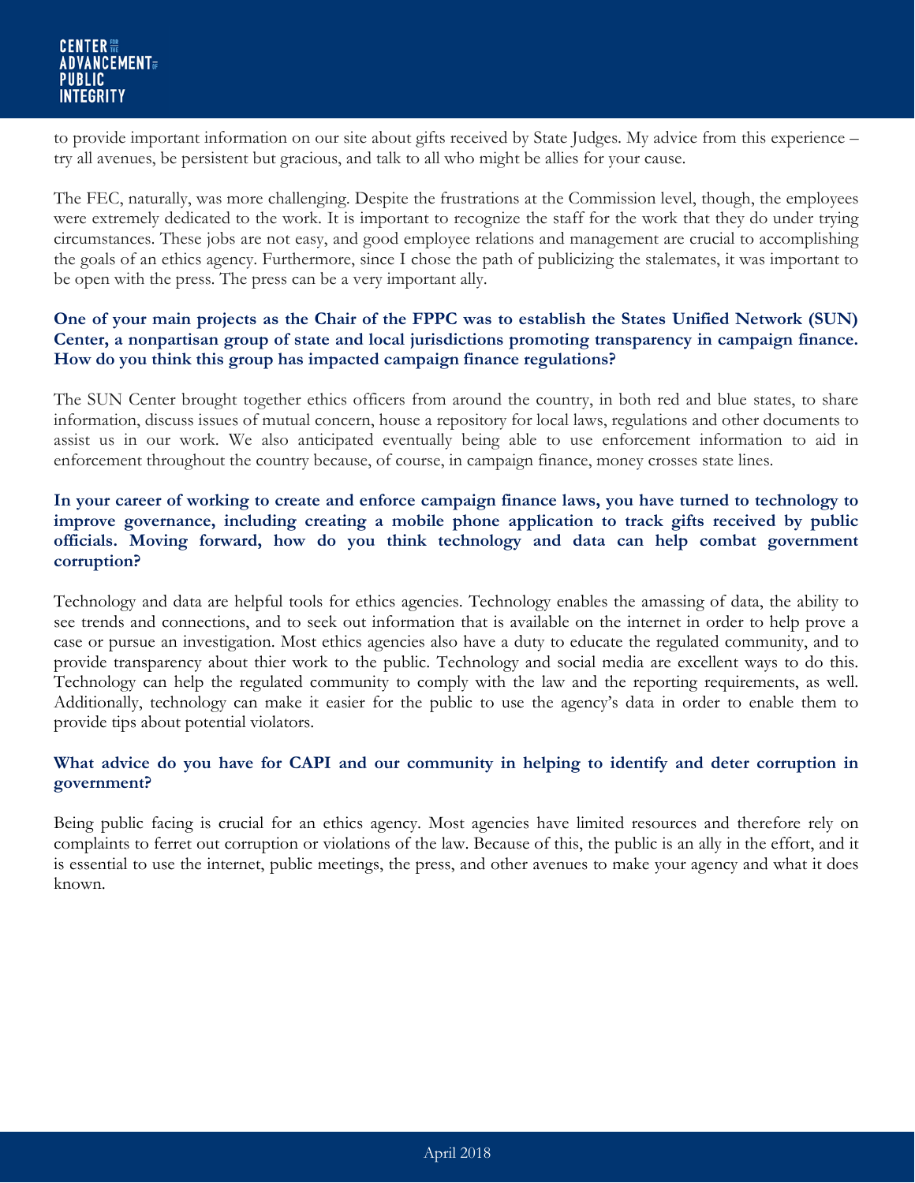to provide important information on our site about gifts received by State Judges. My advice from this experience – try all avenues, be persistent but gracious, and talk to all who might be allies for your cause.

The FEC, naturally, was more challenging. Despite the frustrations at the Commission level, though, the employees were extremely dedicated to the work. It is important to recognize the staff for the work that they do under trying circumstances. These jobs are not easy, and good employee relations and management are crucial to accomplishing the goals of an ethics agency. Furthermore, since I chose the path of publicizing the stalemates, it was important to be open with the press. The press can be a very important ally.

**One of your main projects as the Chair of the FPPC was to establish the States Unified Network (SUN) Center, a nonpartisan group of state and local jurisdictions promoting transparency in campaign finance. How do you think this group has impacted campaign finance regulations?**

The SUN Center brought together ethics officers from around the country, in both red and blue states, to share information, discuss issues of mutual concern, house a repository for local laws, regulations and other documents to assist us in our work. We also anticipated eventually being able to use enforcement information to aid in enforcement throughout the country because, of course, in campaign finance, money crosses state lines.

**In your career of working to create and enforce campaign finance laws, you have turned to technology to improve governance, including creating a mobile phone application to track gifts received by public officials. Moving forward, how do you think technology and data can help combat government corruption?**

Technology and data are helpful tools for ethics agencies. Technology enables the amassing of data, the ability to see trends and connections, and to seek out information that is available on the internet in order to help prove a case or pursue an investigation. Most ethics agencies also have a duty to educate the regulated community, and to provide transparency about thier work to the public. Technology and social media are excellent ways to do this. Technology can help the regulated community to comply with the law and the reporting requirements, as well. Additionally, technology can make it easier for the public to use the agency's data in order to enable them to provide tips about potential violators.

**What advice do you have for CAPI and our community in helping to identify and deter corruption in government?**

Being public facing is crucial for an ethics agency. Most agencies have limited resources and therefore rely on complaints to ferret out corruption or violations of the law. Because of this, the public is an ally in the effort, and it is essential to use the internet, public meetings, the press, and other avenues to make your agency and what it does known.